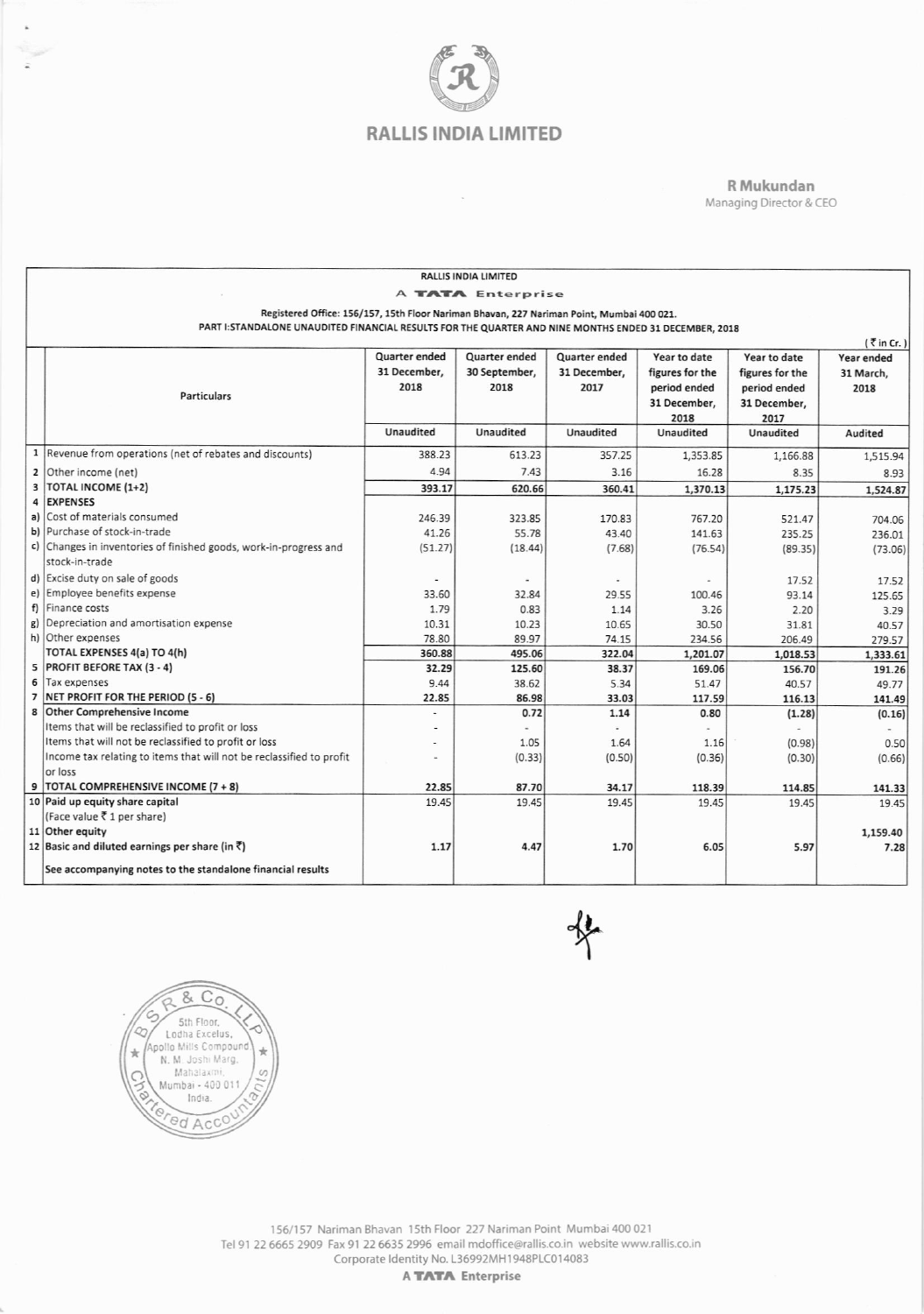# RALLIS INDIA LIMITED

**R Mukundan**
Managing Director & CEO

RALLIS INDIA LIMITED

A TATA Enterprise

Registered Office: 156/157, 15th Floor Nariman Bhavan, 227 Nariman Point, Mumbai 400 021.

PART I:STANDALONE UNAUDITED FINANCIAL RESULTS FOR THE QUARTER AND NINE MONTHS ENDED 31 DECEMBER, 2018

(₹ in Cr.)

| | Particulars | Quarter ended 31 December, 2018 | Quarter ended 30 September, 2018 | Quarter ended 31 December, 2017 | Year to date figures for the period ended 31 December, 2018 | Year to date figures for the period ended 31 December, 2017 | Year ended 31 March, 2018 |
|---|---|---|---|---|---|---|---|
| | | Unaudited | Unaudited | Unaudited | Unaudited | Unaudited | Audited |
| 1 | Revenue from operations (net of rebates and discounts) | 388.23 | 613.23 | 357.25 | 1,353.85 | 1,166.88 | 1,515.94 |
| 2 | Other income (net) | 4.94 | 7.43 | 3.16 | 16.28 | 8.35 | 8.93 |
| 3 | **TOTAL INCOME (1+2)** | **393.17** | **620.66** | **360.41** | **1,370.13** | **1,175.23** | **1,524.87** |
| 4 | **EXPENSES** | | | | | | |
| a) | Cost of materials consumed | 246.39 | 323.85 | 170.83 | 767.20 | 521.47 | 704.06 |
| b) | Purchase of stock-in-trade | 41.26 | 55.78 | 43.40 | 141.63 | 235.25 | 236.01 |
| c) | Changes in inventories of finished goods, work-in-progress and stock-in-trade | (51.27) | (18.44) | (7.68) | (76.54) | (89.35) | (73.06) |
| d) | Excise duty on sale of goods | - | - | - | - | 17.52 | 17.52 |
| e) | Employee benefits expense | 33.60 | 32.84 | 29.55 | 100.46 | 93.14 | 125.65 |
| f) | Finance costs | 1.79 | 0.83 | 1.14 | 3.26 | 2.20 | 3.29 |
| g) | Depreciation and amortisation expense | 10.31 | 10.23 | 10.65 | 30.50 | 31.81 | 40.57 |
| h) | Other expenses | 78.80 | 89.97 | 74.15 | 234.56 | 206.49 | 279.57 |
| | **TOTAL EXPENSES 4(a) TO 4(h)** | **360.88** | **495.06** | **322.04** | **1,201.07** | **1,018.53** | **1,333.61** |
| 5 | **PROFIT BEFORE TAX (3 - 4)** | **32.29** | **125.60** | **38.37** | **169.06** | **156.70** | **191.26** |
| 6 | Tax expenses | 9.44 | 38.62 | 5.34 | 51.47 | 40.57 | 49.77 |
| 7 | **NET PROFIT FOR THE PERIOD (5 - 6)** | **22.85** | **86.98** | **33.03** | **117.59** | **116.13** | **141.49** |
| 8 | **Other Comprehensive Income** | - | **0.72** | **1.14** | **0.80** | **(1.28)** | **(0.16)** |
| | Items that will be reclassified to profit or loss | - | - | - | - | - | - |
| | Items that will not be reclassified to profit or loss | - | 1.05 | 1.64 | 1.16 | (0.98) | 0.50 |
| | Income tax relating to items that will not be reclassified to profit or loss | - | (0.33) | (0.50) | (0.36) | (0.30) | (0.66) |
| 9 | **TOTAL COMPREHENSIVE INCOME (7 + 8)** | **22.85** | **87.70** | **34.17** | **118.39** | **114.85** | **141.33** |
| 10 | **Paid up equity share capital** (Face value ₹ 1 per share) | 19.45 | 19.45 | 19.45 | 19.45 | 19.45 | 19.45 |
| 11 | **Other equity** | | | | | | **1,159.40** |
| 12 | **Basic and diluted earnings per share (in ₹)** | **1.17** | **4.47** | **1.70** | **6.05** | **5.97** | **7.28** |
| | **See accompanying notes to the standalone financial results** | | | | | | |

156/157 Nariman Bhavan 15th Floor 227 Nariman Point Mumbai 400 021
Tel 91 22 6665 2909 Fax 91 22 6635 2996 email mdoffice@rallis.co.in website www.rallis.co.in
Corporate Identity No. L36992MH1948PLC014083
A TATA Enterprise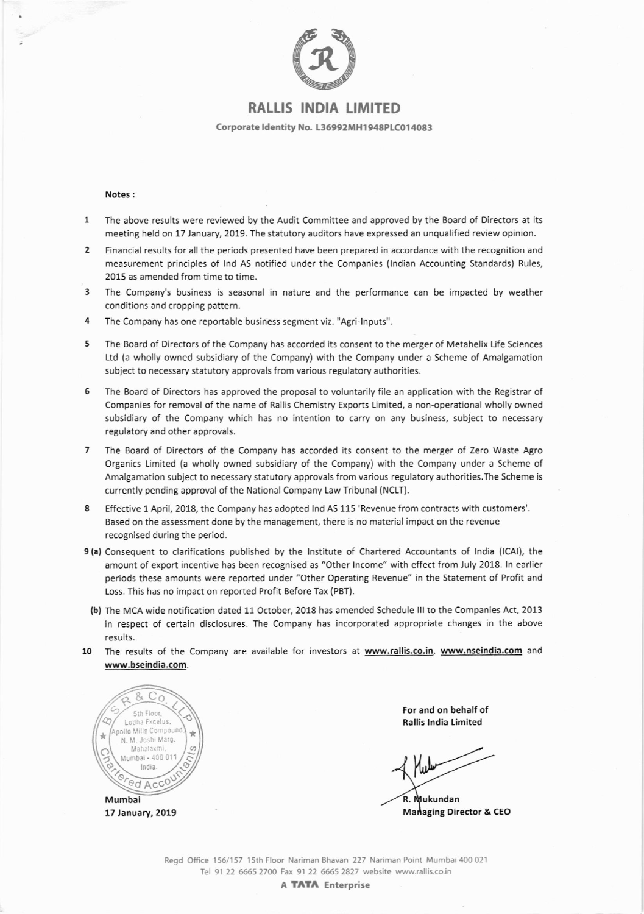# RALLIS INDIA LIMITED

Corporate Identity No. L36992MH1948PLC014083

**Notes :**

1. The above results were reviewed by the Audit Committee and approved by the Board of Directors at its meeting held on 17 January, 2019. The statutory auditors have expressed an unqualified review opinion.
2. Financial results for all the periods presented have been prepared in accordance with the recognition and measurement principles of Ind AS notified under the Companies (Indian Accounting Standards) Rules, 2015 as amended from time to time.
3. The Company's business is seasonal in nature and the performance can be impacted by weather conditions and cropping pattern.
4. The Company has one reportable business segment viz. "Agri-Inputs".
5. The Board of Directors of the Company has accorded its consent to the merger of Metahelix Life Sciences Ltd (a wholly owned subsidiary of the Company) with the Company under a Scheme of Amalgamation subject to necessary statutory approvals from various regulatory authorities.
6. The Board of Directors has approved the proposal to voluntarily file an application with the Registrar of Companies for removal of the name of Rallis Chemistry Exports Limited, a non-operational wholly owned subsidiary of the Company which has no intention to carry on any business, subject to necessary regulatory and other approvals.
7. The Board of Directors of the Company has accorded its consent to the merger of Zero Waste Agro Organics Limited (a wholly owned subsidiary of the Company) with the Company under a Scheme of Amalgamation subject to necessary statutory approvals from various regulatory authorities.The Scheme is currently pending approval of the National Company Law Tribunal (NCLT).
8. Effective 1 April, 2018, the Company has adopted Ind AS 115 'Revenue from contracts with customers'. Based on the assessment done by the management, there is no material impact on the revenue recognised during the period.
9. (a) Consequent to clarifications published by the Institute of Chartered Accountants of India (ICAI), the amount of export incentive has been recognised as "Other Income" with effect from July 2018. In earlier periods these amounts were reported under "Other Operating Revenue" in the Statement of Profit and Loss. This has no impact on reported Profit Before Tax (PBT).

   (b) The MCA wide notification dated 11 October, 2018 has amended Schedule III to the Companies Act, 2013 in respect of certain disclosures. The Company has incorporated appropriate changes in the above results.
10. The results of the Company are available for investors at **www.rallis.co.in**, **www.nseindia.com** and **www.bseindia.com**.

B S R & Co. LLP, Chartered Accountants, 5th Floor, Lodha Excelus, Apollo Mills Compound, N. M. Joshi Marg, Mahalaxmi, Mumbai - 400 011, India.

**Mumbai**
**17 January, 2019**

**For and on behalf of**
**Rallis India Limited**

R. Mukundan
Managing Director & CEO

Regd Office 156/157 15th Floor Nariman Bhavan 227 Nariman Point Mumbai 400 021
Tel 91 22 6665 2700 Fax 91 22 6665 2827 website www.rallis.co.in

A **TATA** Enterprise